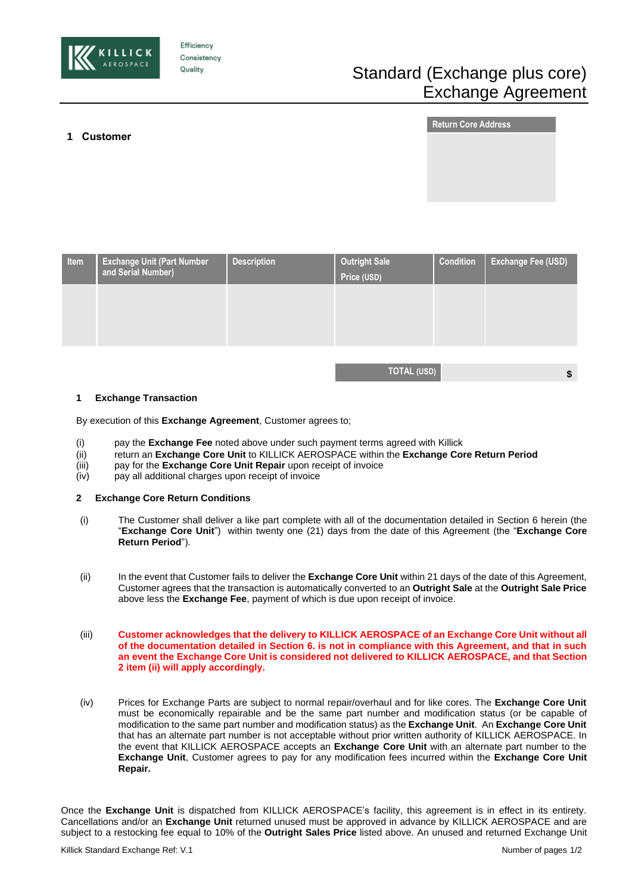Efficiency
Consistency
Quality

# Standard (Exchange plus core) Exchange Agreement

## 1 Customer

**Return Core Address**

| Item | Exchange Unit (Part Number and Serial Number) | Description | Outright Sale Price (USD) | Condition | Exchange Fee (USD) |
|---|---|---|---|---|---|
| | | | | | |

| TOTAL (USD) | $ |
|---|---|

### 1 Exchange Transaction

By execution of this **Exchange Agreement**, Customer agrees to;

(i) pay the **Exchange Fee** noted above under such payment terms agreed with Killick
(ii) return an **Exchange Core Unit** to KILLICK AEROSPACE within the **Exchange Core Return Period**
(iii) pay for the **Exchange Core Unit Repair** upon receipt of invoice
(iv) pay all additional charges upon receipt of invoice

### 2 Exchange Core Return Conditions

(i) The Customer shall deliver a like part complete with all of the documentation detailed in Section 6 herein (the "**Exchange Core Unit**") within twenty one (21) days from the date of this Agreement (the "**Exchange Core Return Period**").

(ii) In the event that Customer fails to deliver the **Exchange Core Unit** within 21 days of the date of this Agreement, Customer agrees that the transaction is automatically converted to an **Outright Sale** at the **Outright Sale Price** above less the **Exchange Fee**, payment of which is due upon receipt of invoice.

(iii) **Customer acknowledges that the delivery to KILLICK AEROSPACE of an Exchange Core Unit without all of the documentation detailed in Section 6. is not in compliance with this Agreement, and that in such an event the Exchange Core Unit is considered not delivered to KILLICK AEROSPACE, and that Section 2 item (ii) will apply accordingly.**

(iv) Prices for Exchange Parts are subject to normal repair/overhaul and for like cores. The **Exchange Core Unit** must be economically repairable and be the same part number and modification status (or be capable of modification to the same part number and modification status) as the **Exchange Unit**. An **Exchange Core Unit** that has an alternate part number is not acceptable without prior written authority of KILLICK AEROSPACE. In the event that KILLICK AEROSPACE accepts an **Exchange Core Unit** with an alternate part number to the **Exchange Unit**, Customer agrees to pay for any modification fees incurred within the **Exchange Core Unit Repair.**

Once the **Exchange Unit** is dispatched from KILLICK AEROSPACE's facility, this agreement is in effect in its entirety. Cancellations and/or an **Exchange Unit** returned unused must be approved in advance by KILLICK AEROSPACE and are subject to a restocking fee equal to 10% of the **Outright Sales Price** listed above. An unused and returned Exchange Unit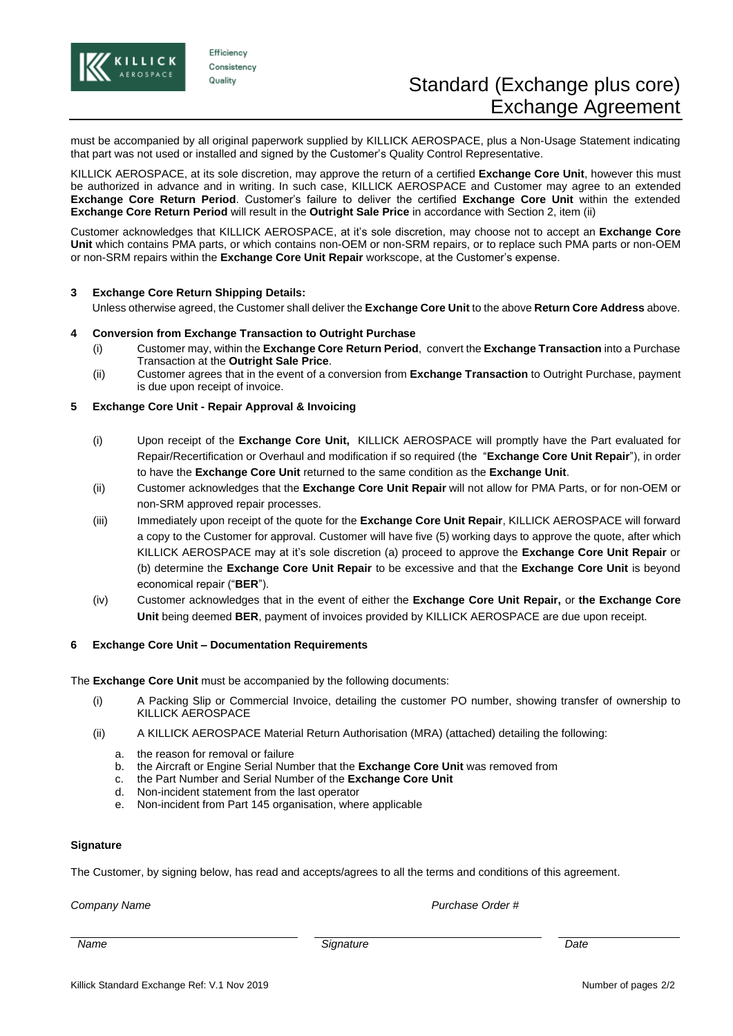must be accompanied by all original paperwork supplied by KILLICK AEROSPACE, plus a Non-Usage Statement indicating that part was not used or installed and signed by the Customer's Quality Control Representative.

KILLICK AEROSPACE, at its sole discretion, may approve the return of a certified **Exchange Core Unit**, however this must be authorized in advance and in writing. In such case, KILLICK AEROSPACE and Customer may agree to an extended **Exchange Core Return Period**. Customer's failure to deliver the certified **Exchange Core Unit** within the extended **Exchange Core Return Period** will result in the **Outright Sale Price** in accordance with Section 2, item (ii)

Customer acknowledges that KILLICK AEROSPACE, at it's sole discretion, may choose not to accept an **Exchange Core Unit** which contains PMA parts, or which contains non-OEM or non-SRM repairs, or to replace such PMA parts or non-OEM or non-SRM repairs within the **Exchange Core Unit Repair** workscope, at the Customer's expense.

**3 Exchange Core Return Shipping Details:**

Unless otherwise agreed, the Customer shall deliver the **Exchange Core Unit** to the above **Return Core Address** above.

**4 Conversion from Exchange Transaction to Outright Purchase**

(i) Customer may, within the **Exchange Core Return Period**, convert the **Exchange Transaction** into a Purchase Transaction at the **Outright Sale Price**.

(ii) Customer agrees that in the event of a conversion from **Exchange Transaction** to Outright Purchase, payment is due upon receipt of invoice.

**5 Exchange Core Unit - Repair Approval & Invoicing**

(i) Upon receipt of the **Exchange Core Unit,** KILLICK AEROSPACE will promptly have the Part evaluated for Repair/Recertification or Overhaul and modification if so required (the "**Exchange Core Unit Repair**"), in order to have the **Exchange Core Unit** returned to the same condition as the **Exchange Unit**.

(ii) Customer acknowledges that the **Exchange Core Unit Repair** will not allow for PMA Parts, or for non-OEM or non-SRM approved repair processes.

(iii) Immediately upon receipt of the quote for the **Exchange Core Unit Repair**, KILLICK AEROSPACE will forward a copy to the Customer for approval. Customer will have five (5) working days to approve the quote, after which KILLICK AEROSPACE may at it's sole discretion (a) proceed to approve the **Exchange Core Unit Repair** or (b) determine the **Exchange Core Unit Repair** to be excessive and that the **Exchange Core Unit** is beyond economical repair ("**BER**").

(iv) Customer acknowledges that in the event of either the **Exchange Core Unit Repair,** or **the Exchange Core Unit** being deemed **BER**, payment of invoices provided by KILLICK AEROSPACE are due upon receipt.

**6 Exchange Core Unit – Documentation Requirements**

The **Exchange Core Unit** must be accompanied by the following documents:

(i) A Packing Slip or Commercial Invoice, detailing the customer PO number, showing transfer of ownership to KILLICK AEROSPACE

(ii) A KILLICK AEROSPACE Material Return Authorisation (MRA) (attached) detailing the following:

a. the reason for removal or failure
b. the Aircraft or Engine Serial Number that the **Exchange Core Unit** was removed from
c. the Part Number and Serial Number of the **Exchange Core Unit**
d. Non-incident statement from the last operator
e. Non-incident from Part 145 organisation, where applicable

**Signature**

The Customer, by signing below, has read and accepts/agrees to all the terms and conditions of this agreement.

*Company Name* *Purchase Order #*

*Name* *Signature* *Date*

Killick Standard Exchange Ref: V.1 Nov 2019